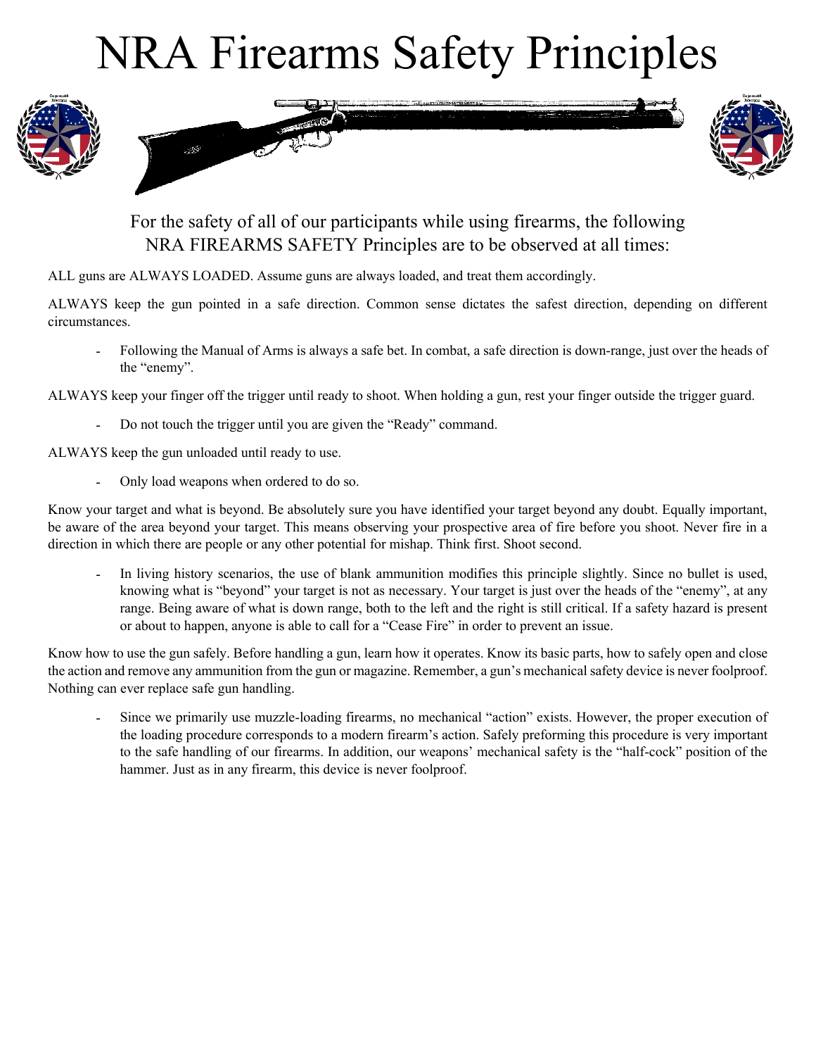# NRA Firearms Safety Principles

For the safety of all of our participants while using firearms, the following NRA FIREARMS SAFETY Principles are to be observed at all times:

ALL guns are ALWAYS LOADED. Assume guns are always loaded, and treat them accordingly.

ALWAYS keep the gun pointed in a safe direction. Common sense dictates the safest direction, depending on different circumstances.

- Following the Manual of Arms is always a safe bet. In combat, a safe direction is down-range, just over the heads of the "enemy".

ALWAYS keep your finger off the trigger until ready to shoot. When holding a gun, rest your finger outside the trigger guard.

- Do not touch the trigger until you are given the "Ready" command.

ALWAYS keep the gun unloaded until ready to use.

- Only load weapons when ordered to do so.

Know your target and what is beyond. Be absolutely sure you have identified your target beyond any doubt. Equally important, be aware of the area beyond your target. This means observing your prospective area of fire before you shoot. Never fire in a direction in which there are people or any other potential for mishap. Think first. Shoot second.

- In living history scenarios, the use of blank ammunition modifies this principle slightly. Since no bullet is used, knowing what is "beyond" your target is not as necessary. Your target is just over the heads of the "enemy", at any range. Being aware of what is down range, both to the left and the right is still critical. If a safety hazard is present or about to happen, anyone is able to call for a "Cease Fire" in order to prevent an issue.

Know how to use the gun safely. Before handling a gun, learn how it operates. Know its basic parts, how to safely open and close the action and remove any ammunition from the gun or magazine. Remember, a gun's mechanical safety device is never foolproof. Nothing can ever replace safe gun handling.

- Since we primarily use muzzle-loading firearms, no mechanical "action" exists. However, the proper execution of the loading procedure corresponds to a modern firearm's action. Safely preforming this procedure is very important to the safe handling of our firearms. In addition, our weapons' mechanical safety is the "half-cock" position of the hammer. Just as in any firearm, this device is never foolproof.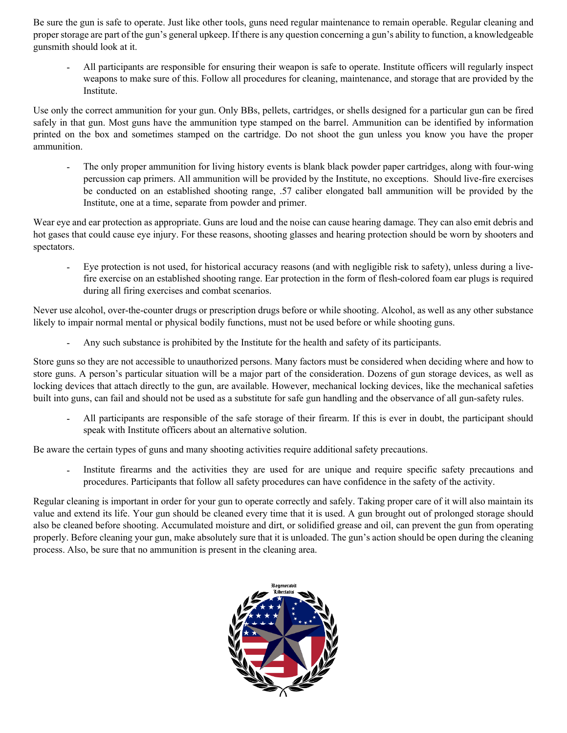Be sure the gun is safe to operate. Just like other tools, guns need regular maintenance to remain operable. Regular cleaning and proper storage are part of the gun's general upkeep. If there is any question concerning a gun's ability to function, a knowledgeable gunsmith should look at it.

- All participants are responsible for ensuring their weapon is safe to operate. Institute officers will regularly inspect weapons to make sure of this. Follow all procedures for cleaning, maintenance, and storage that are provided by the Institute.

Use only the correct ammunition for your gun. Only BBs, pellets, cartridges, or shells designed for a particular gun can be fired safely in that gun. Most guns have the ammunition type stamped on the barrel. Ammunition can be identified by information printed on the box and sometimes stamped on the cartridge. Do not shoot the gun unless you know you have the proper ammunition.

- The only proper ammunition for living history events is blank black powder paper cartridges, along with four-wing percussion cap primers. All ammunition will be provided by the Institute, no exceptions. Should live-fire exercises be conducted on an established shooting range, .57 caliber elongated ball ammunition will be provided by the Institute, one at a time, separate from powder and primer.

Wear eye and ear protection as appropriate. Guns are loud and the noise can cause hearing damage. They can also emit debris and hot gases that could cause eye injury. For these reasons, shooting glasses and hearing protection should be worn by shooters and spectators.

- Eye protection is not used, for historical accuracy reasons (and with negligible risk to safety), unless during a live-fire exercise on an established shooting range. Ear protection in the form of flesh-colored foam ear plugs is required during all firing exercises and combat scenarios.

Never use alcohol, over-the-counter drugs or prescription drugs before or while shooting. Alcohol, as well as any other substance likely to impair normal mental or physical bodily functions, must not be used before or while shooting guns.

- Any such substance is prohibited by the Institute for the health and safety of its participants.

Store guns so they are not accessible to unauthorized persons. Many factors must be considered when deciding where and how to store guns. A person's particular situation will be a major part of the consideration. Dozens of gun storage devices, as well as locking devices that attach directly to the gun, are available. However, mechanical locking devices, like the mechanical safeties built into guns, can fail and should not be used as a substitute for safe gun handling and the observance of all gun-safety rules.

- All participants are responsible of the safe storage of their firearm. If this is ever in doubt, the participant should speak with Institute officers about an alternative solution.

Be aware the certain types of guns and many shooting activities require additional safety precautions.

- Institute firearms and the activities they are used for are unique and require specific safety precautions and procedures. Participants that follow all safety procedures can have confidence in the safety of the activity.

Regular cleaning is important in order for your gun to operate correctly and safely. Taking proper care of it will also maintain its value and extend its life. Your gun should be cleaned every time that it is used. A gun brought out of prolonged storage should also be cleaned before shooting. Accumulated moisture and dirt, or solidified grease and oil, can prevent the gun from operating properly. Before cleaning your gun, make absolutely sure that it is unloaded. The gun's action should be open during the cleaning process. Also, be sure that no ammunition is present in the cleaning area.

Regeneravit
Libertatis